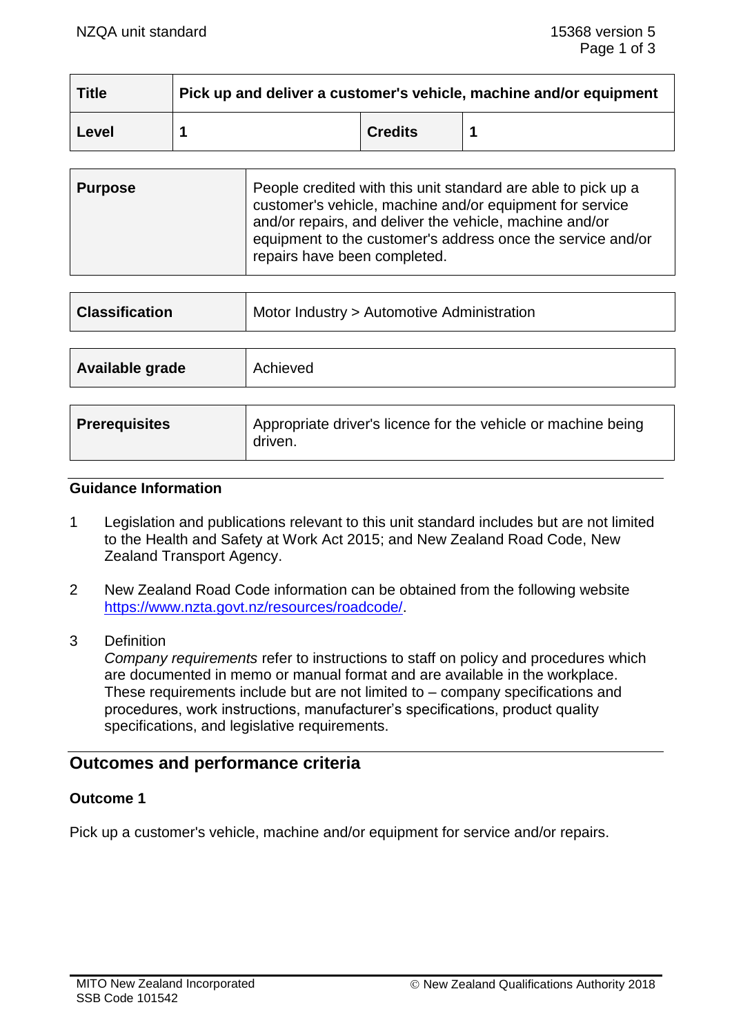| Title | Pick up and deliver a customer's vehicle, machine and/or equipment | | |
|---|---|---|---|
| Level | 1 | Credits | 1 |

| Purpose | People credited with this unit standard are able to pick up a customer's vehicle, machine and/or equipment for service and/or repairs, and deliver the vehicle, machine and/or equipment to the customer's address once the service and/or repairs have been completed. |
|---|---|

| Classification | Motor Industry > Automotive Administration |
|---|---|

| Available grade | Achieved |
|---|---|

| Prerequisites | Appropriate driver's licence for the vehicle or machine being driven. |
|---|---|

### Guidance Information

1. Legislation and publications relevant to this unit standard includes but are not limited to the Health and Safety at Work Act 2015; and New Zealand Road Code, New Zealand Transport Agency.

2. New Zealand Road Code information can be obtained from the following website https://www.nzta.govt.nz/resources/roadcode/.

3. Definition
   *Company requirements* refer to instructions to staff on policy and procedures which are documented in memo or manual format and are available in the workplace. These requirements include but are not limited to – company specifications and procedures, work instructions, manufacturer's specifications, product quality specifications, and legislative requirements.

## Outcomes and performance criteria

### Outcome 1

Pick up a customer's vehicle, machine and/or equipment for service and/or repairs.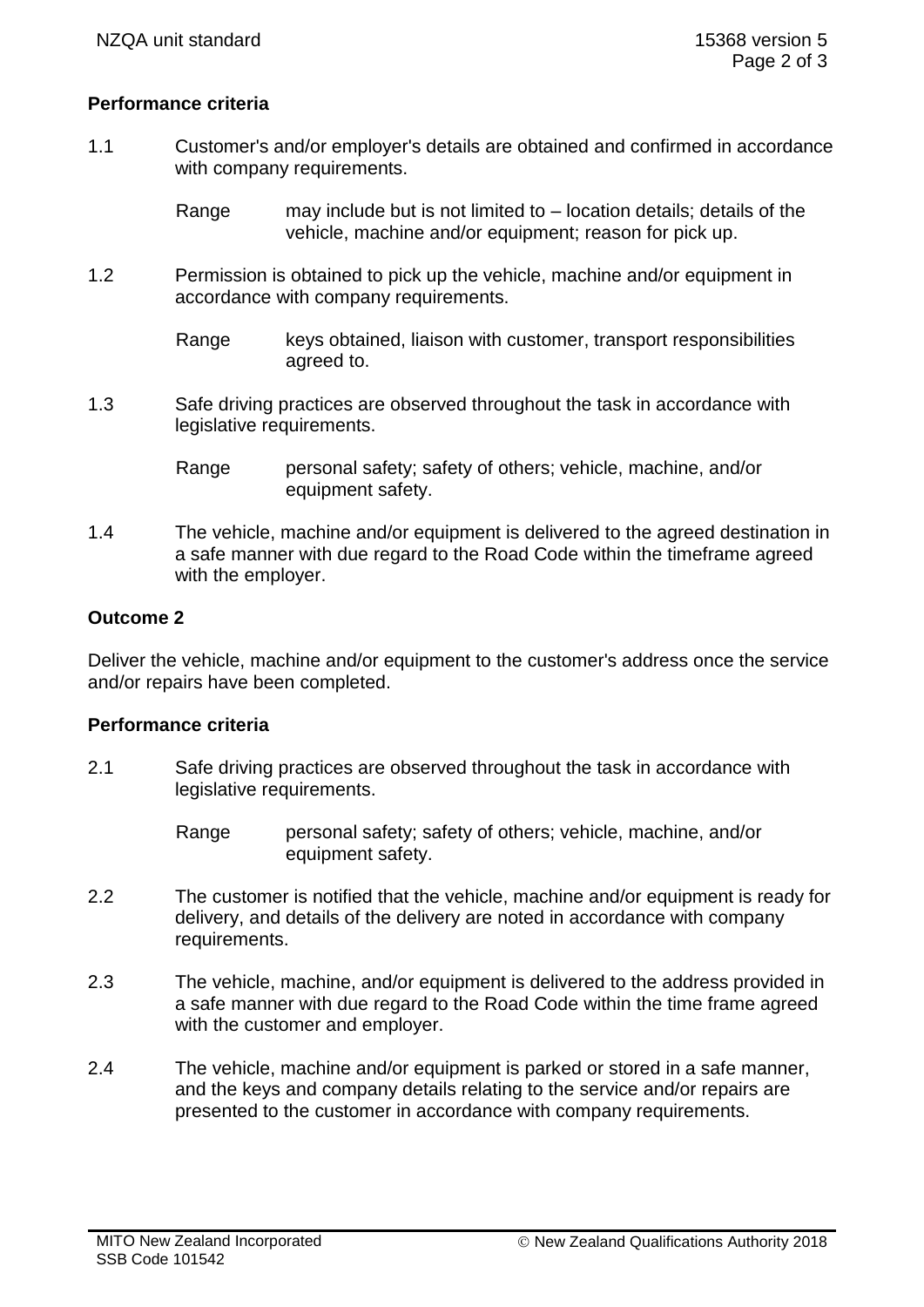## Performance criteria

1.1 Customer's and/or employer's details are obtained and confirmed in accordance with company requirements.

Range may include but is not limited to – location details; details of the vehicle, machine and/or equipment; reason for pick up.

1.2 Permission is obtained to pick up the vehicle, machine and/or equipment in accordance with company requirements.

Range keys obtained, liaison with customer, transport responsibilities agreed to.

1.3 Safe driving practices are observed throughout the task in accordance with legislative requirements.

Range personal safety; safety of others; vehicle, machine, and/or equipment safety.

1.4 The vehicle, machine and/or equipment is delivered to the agreed destination in a safe manner with due regard to the Road Code within the timeframe agreed with the employer.

## Outcome 2

Deliver the vehicle, machine and/or equipment to the customer's address once the service and/or repairs have been completed.

## Performance criteria

2.1 Safe driving practices are observed throughout the task in accordance with legislative requirements.

Range personal safety; safety of others; vehicle, machine, and/or equipment safety.

2.2 The customer is notified that the vehicle, machine and/or equipment is ready for delivery, and details of the delivery are noted in accordance with company requirements.

2.3 The vehicle, machine, and/or equipment is delivered to the address provided in a safe manner with due regard to the Road Code within the time frame agreed with the customer and employer.

2.4 The vehicle, machine and/or equipment is parked or stored in a safe manner, and the keys and company details relating to the service and/or repairs are presented to the customer in accordance with company requirements.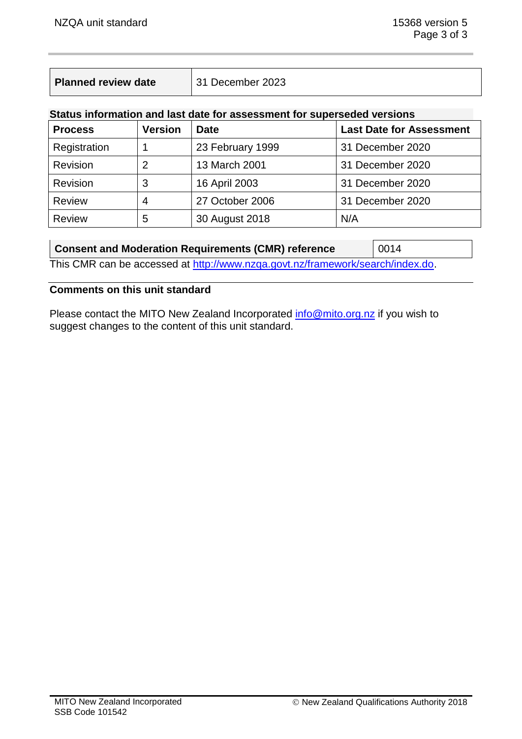| | |
|---|---|
| **Planned review date** | 31 December 2023 |

**Status information and last date for assessment for superseded versions**

| Process | Version | Date | Last Date for Assessment |
|---|---|---|---|
| Registration | 1 | 23 February 1999 | 31 December 2020 |
| Revision | 2 | 13 March 2001 | 31 December 2020 |
| Revision | 3 | 16 April 2003 | 31 December 2020 |
| Review | 4 | 27 October 2006 | 31 December 2020 |
| Review | 5 | 30 August 2018 | N/A |

| | |
|---|---|
| **Consent and Moderation Requirements (CMR) reference** | 0014 |

This CMR can be accessed at http://www.nzqa.govt.nz/framework/search/index.do.

**Comments on this unit standard**

Please contact the MITO New Zealand Incorporated info@mito.org.nz if you wish to suggest changes to the content of this unit standard.